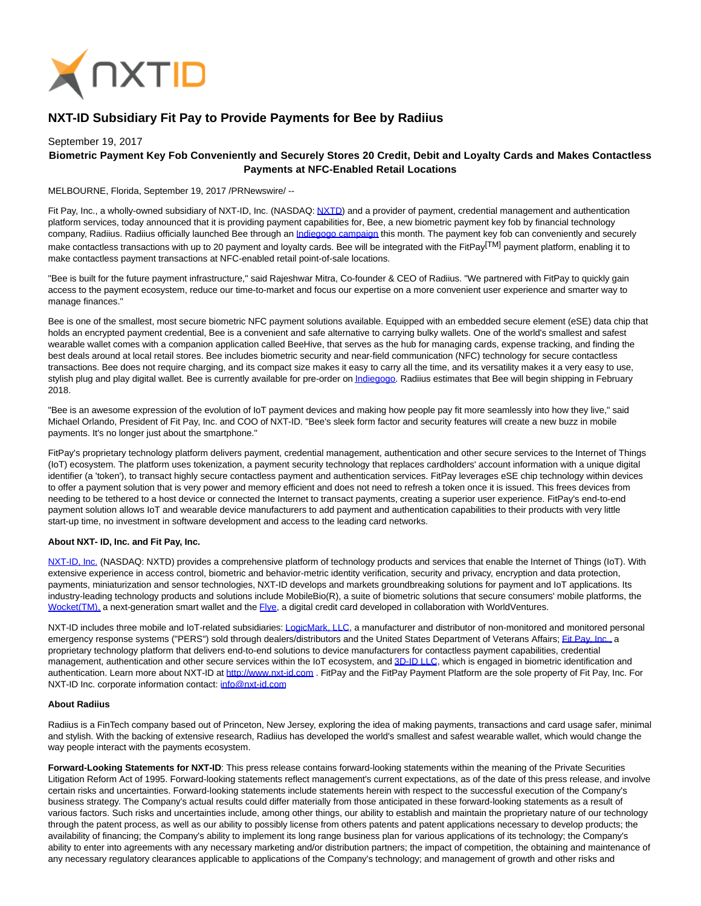# NXT-ID Subsidiary Fit Pay to Provide Payments for Bee by Radiius

September 19, 2017

**Biometric Payment Key Fob Conveniently and Securely Stores 20 Credit, Debit and Loyalty Cards and Makes Contactless Payments at NFC-Enabled Retail Locations**

MELBOURNE, Florida, September 19, 2017 /PRNewswire/ --

Fit Pay, Inc., a wholly-owned subsidiary of NXT-ID, Inc. (NASDAQ: NXTD) and a provider of payment, credential management and authentication platform services, today announced that it is providing payment capabilities for, Bee, a new biometric payment key fob by financial technology company, Radiius. Radiius officially launched Bee through an Indiegogo campaign this month. The payment key fob can conveniently and securely make contactless transactions with up to 20 payment and loyalty cards. Bee will be integrated with the FitPay[TM] payment platform, enabling it to make contactless payment transactions at NFC-enabled retail point-of-sale locations.

"Bee is built for the future payment infrastructure," said Rajeshwar Mitra, Co-founder & CEO of Radiius. "We partnered with FitPay to quickly gain access to the payment ecosystem, reduce our time-to-market and focus our expertise on a more convenient user experience and smarter way to manage finances."

Bee is one of the smallest, most secure biometric NFC payment solutions available. Equipped with an embedded secure element (eSE) data chip that holds an encrypted payment credential, Bee is a convenient and safe alternative to carrying bulky wallets. One of the world's smallest and safest wearable wallet comes with a companion application called BeeHive, that serves as the hub for managing cards, expense tracking, and finding the best deals around at local retail stores. Bee includes biometric security and near-field communication (NFC) technology for secure contactless transactions. Bee does not require charging, and its compact size makes it easy to carry all the time, and its versatility makes it a very easy to use, stylish plug and play digital wallet. Bee is currently available for pre-order on Indiegogo. Radiius estimates that Bee will begin shipping in February 2018.

"Bee is an awesome expression of the evolution of IoT payment devices and making how people pay fit more seamlessly into how they live," said Michael Orlando, President of Fit Pay, Inc. and COO of NXT-ID. "Bee's sleek form factor and security features will create a new buzz in mobile payments. It's no longer just about the smartphone."

FitPay's proprietary technology platform delivers payment, credential management, authentication and other secure services to the Internet of Things (IoT) ecosystem. The platform uses tokenization, a payment security technology that replaces cardholders' account information with a unique digital identifier (a 'token'), to transact highly secure contactless payment and authentication services. FitPay leverages eSE chip technology within devices to offer a payment solution that is very power and memory efficient and does not need to refresh a token once it is issued. This frees devices from needing to be tethered to a host device or connected the Internet to transact payments, creating a superior user experience. FitPay's end-to-end payment solution allows IoT and wearable device manufacturers to add payment and authentication capabilities to their products with very little start-up time, no investment in software development and access to the leading card networks.

**About NXT- ID, Inc. and Fit Pay, Inc.**

NXT-ID, Inc. (NASDAQ: NXTD) provides a comprehensive platform of technology products and services that enable the Internet of Things (IoT). With extensive experience in access control, biometric and behavior-metric identity verification, security and privacy, encryption and data protection, payments, miniaturization and sensor technologies, NXT-ID develops and markets groundbreaking solutions for payment and IoT applications. Its industry-leading technology products and solutions include MobileBio(R), a suite of biometric solutions that secure consumers' mobile platforms, the Wocket(TM), a next-generation smart wallet and the Flye, a digital credit card developed in collaboration with WorldVentures.

NXT-ID includes three mobile and IoT-related subsidiaries: LogicMark, LLC, a manufacturer and distributor of non-monitored and monitored personal emergency response systems ("PERS") sold through dealers/distributors and the United States Department of Veterans Affairs; Fit Pay, Inc., a proprietary technology platform that delivers end-to-end solutions to device manufacturers for contactless payment capabilities, credential management, authentication and other secure services within the IoT ecosystem, and 3D-ID LLC, which is engaged in biometric identification and authentication. Learn more about NXT-ID at http://www.nxt-id.com . FitPay and the FitPay Payment Platform are the sole property of Fit Pay, Inc. For NXT-ID Inc. corporate information contact: info@nxt-id.com

**About Radiius**

Radiius is a FinTech company based out of Princeton, New Jersey, exploring the idea of making payments, transactions and card usage safer, minimal and stylish. With the backing of extensive research, Radiius has developed the world's smallest and safest wearable wallet, which would change the way people interact with the payments ecosystem.

**Forward-Looking Statements for NXT-ID**: This press release contains forward-looking statements within the meaning of the Private Securities Litigation Reform Act of 1995. Forward-looking statements reflect management's current expectations, as of the date of this press release, and involve certain risks and uncertainties. Forward-looking statements include statements herein with respect to the successful execution of the Company's business strategy. The Company's actual results could differ materially from those anticipated in these forward-looking statements as a result of various factors. Such risks and uncertainties include, among other things, our ability to establish and maintain the proprietary nature of our technology through the patent process, as well as our ability to possibly license from others patents and patent applications necessary to develop products; the availability of financing; the Company's ability to implement its long range business plan for various applications of its technology; the Company's ability to enter into agreements with any necessary marketing and/or distribution partners; the impact of competition, the obtaining and maintenance of any necessary regulatory clearances applicable to applications of the Company's technology; and management of growth and other risks and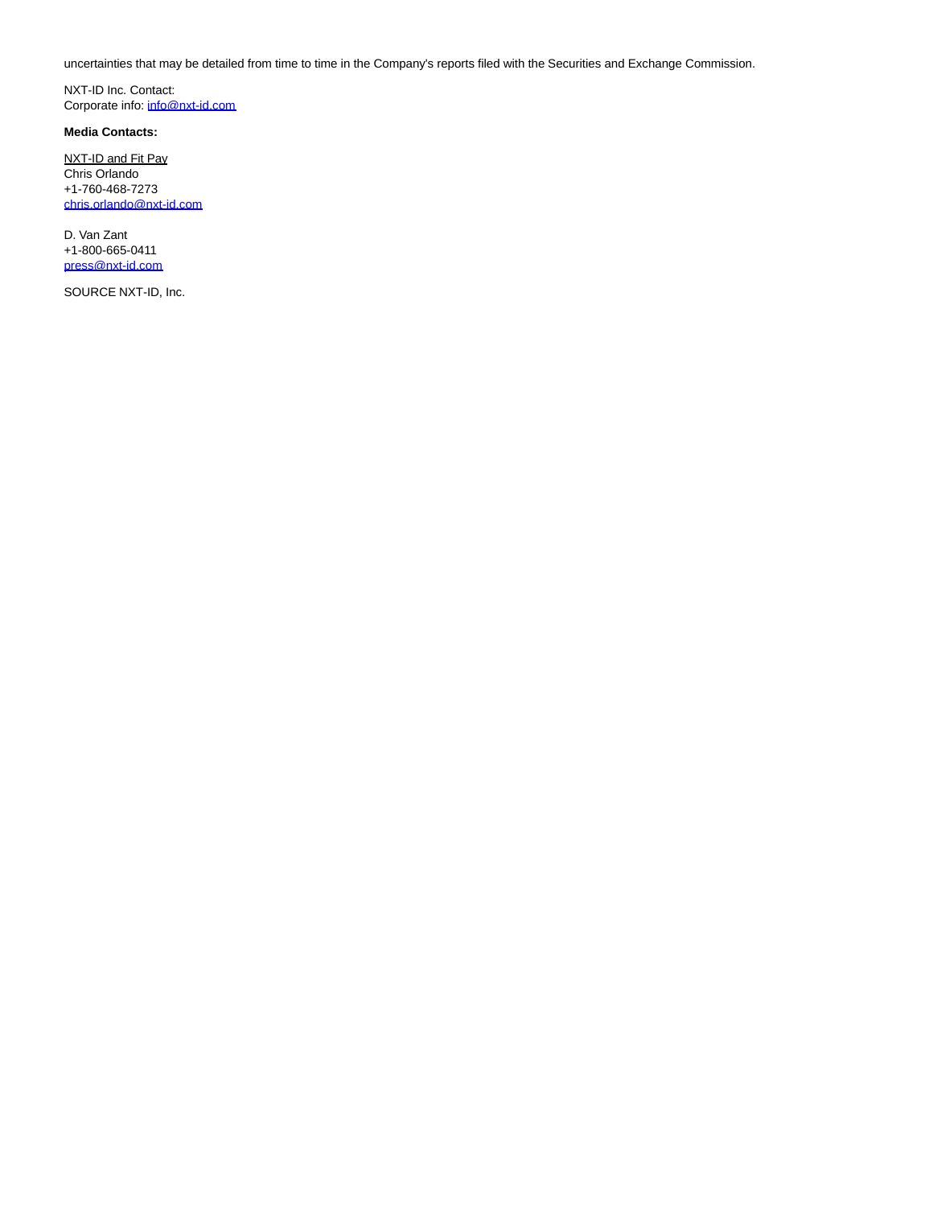uncertainties that may be detailed from time to time in the Company's reports filed with the Securities and Exchange Commission.

NXT-ID Inc. Contact:
Corporate info: info@nxt-id.com

**Media Contacts:**

NXT-ID and Fit Pay
Chris Orlando
+1-760-468-7273
chris.orlando@nxt-id.com

D. Van Zant
+1-800-665-0411
press@nxt-id.com

SOURCE NXT-ID, Inc.